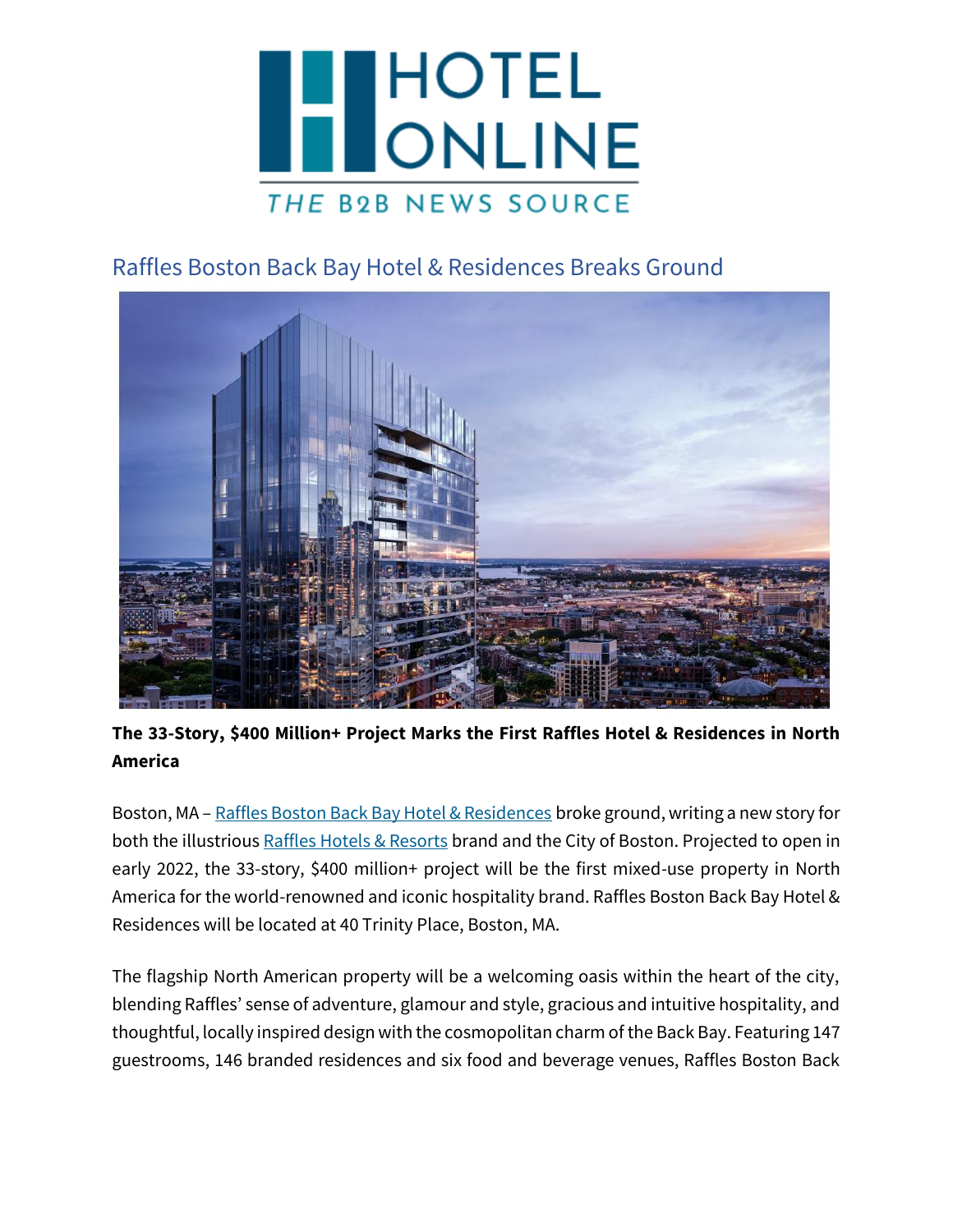# Raffles Boston Back Bay Hotel & Residences Breaks Ground

**The 33-Story, $400 Million+ Project Marks the First Raffles Hotel & Residences in North America**

Boston, MA – Raffles Boston Back Bay Hotel & Residences broke ground, writing a new story for both the illustrious Raffles Hotels & Resorts brand and the City of Boston. Projected to open in early 2022, the 33-story, $400 million+ project will be the first mixed-use property in North America for the world-renowned and iconic hospitality brand. Raffles Boston Back Bay Hotel & Residences will be located at 40 Trinity Place, Boston, MA.

The flagship North American property will be a welcoming oasis within the heart of the city, blending Raffles' sense of adventure, glamour and style, gracious and intuitive hospitality, and thoughtful, locally inspired design with the cosmopolitan charm of the Back Bay. Featuring 147 guestrooms, 146 branded residences and six food and beverage venues, Raffles Boston Back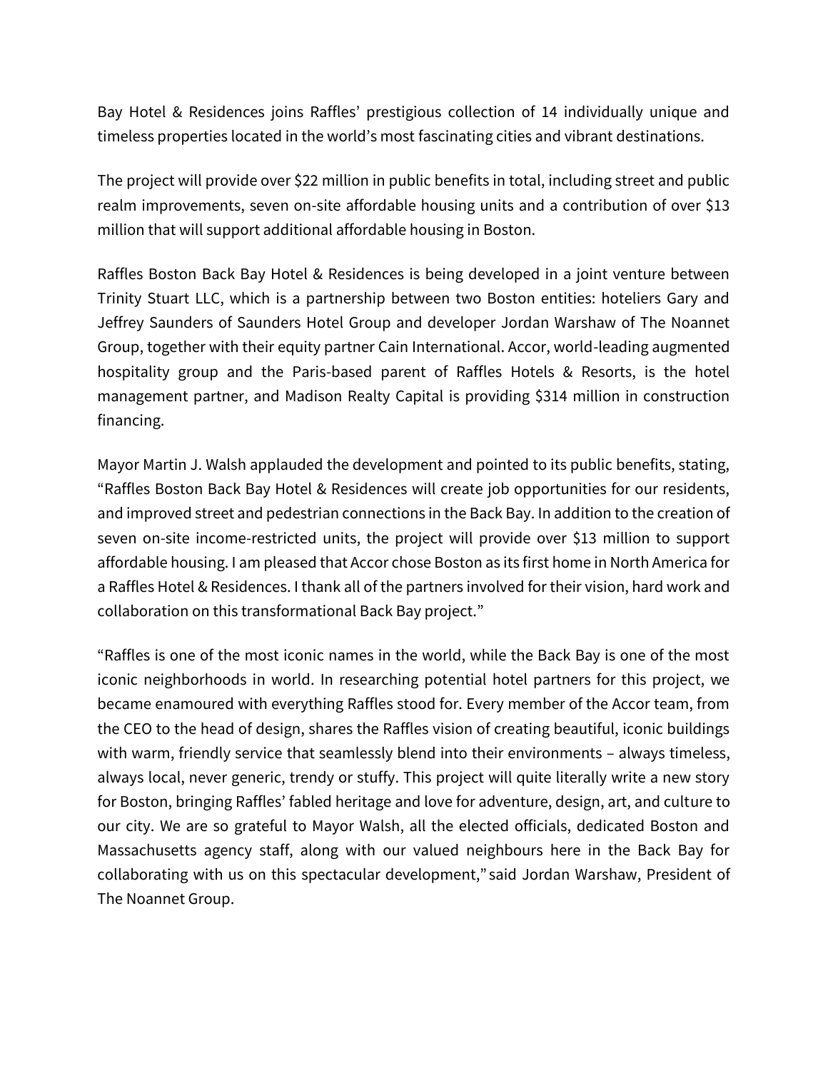Bay Hotel & Residences joins Raffles' prestigious collection of 14 individually unique and timeless properties located in the world's most fascinating cities and vibrant destinations.

The project will provide over $22 million in public benefits in total, including street and public realm improvements, seven on-site affordable housing units and a contribution of over $13 million that will support additional affordable housing in Boston.

Raffles Boston Back Bay Hotel & Residences is being developed in a joint venture between Trinity Stuart LLC, which is a partnership between two Boston entities: hoteliers Gary and Jeffrey Saunders of Saunders Hotel Group and developer Jordan Warshaw of The Noannet Group, together with their equity partner Cain International. Accor, world-leading augmented hospitality group and the Paris-based parent of Raffles Hotels & Resorts, is the hotel management partner, and Madison Realty Capital is providing $314 million in construction financing.

Mayor Martin J. Walsh applauded the development and pointed to its public benefits, stating, "Raffles Boston Back Bay Hotel & Residences will create job opportunities for our residents, and improved street and pedestrian connections in the Back Bay. In addition to the creation of seven on-site income-restricted units, the project will provide over $13 million to support affordable housing. I am pleased that Accor chose Boston as its first home in North America for a Raffles Hotel & Residences. I thank all of the partners involved for their vision, hard work and collaboration on this transformational Back Bay project."

"Raffles is one of the most iconic names in the world, while the Back Bay is one of the most iconic neighborhoods in world. In researching potential hotel partners for this project, we became enamoured with everything Raffles stood for. Every member of the Accor team, from the CEO to the head of design, shares the Raffles vision of creating beautiful, iconic buildings with warm, friendly service that seamlessly blend into their environments – always timeless, always local, never generic, trendy or stuffy. This project will quite literally write a new story for Boston, bringing Raffles' fabled heritage and love for adventure, design, art, and culture to our city. We are so grateful to Mayor Walsh, all the elected officials, dedicated Boston and Massachusetts agency staff, along with our valued neighbours here in the Back Bay for collaborating with us on this spectacular development," said Jordan Warshaw, President of The Noannet Group.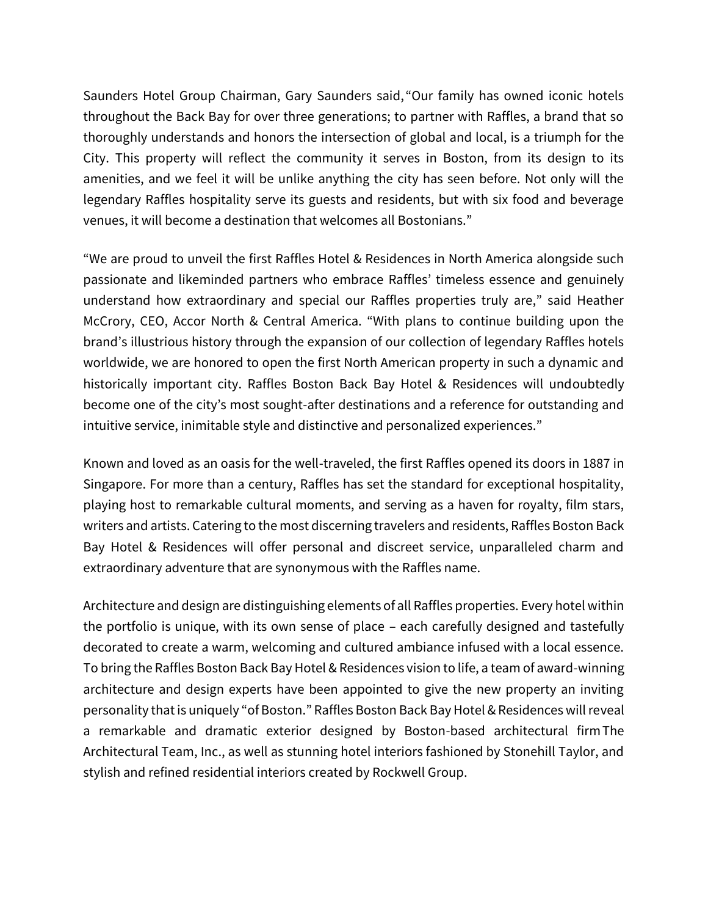Saunders Hotel Group Chairman, Gary Saunders said, "Our family has owned iconic hotels throughout the Back Bay for over three generations; to partner with Raffles, a brand that so thoroughly understands and honors the intersection of global and local, is a triumph for the City. This property will reflect the community it serves in Boston, from its design to its amenities, and we feel it will be unlike anything the city has seen before. Not only will the legendary Raffles hospitality serve its guests and residents, but with six food and beverage venues, it will become a destination that welcomes all Bostonians."

"We are proud to unveil the first Raffles Hotel & Residences in North America alongside such passionate and likeminded partners who embrace Raffles' timeless essence and genuinely understand how extraordinary and special our Raffles properties truly are," said Heather McCrory, CEO, Accor North & Central America. "With plans to continue building upon the brand's illustrious history through the expansion of our collection of legendary Raffles hotels worldwide, we are honored to open the first North American property in such a dynamic and historically important city. Raffles Boston Back Bay Hotel & Residences will undoubtedly become one of the city's most sought-after destinations and a reference for outstanding and intuitive service, inimitable style and distinctive and personalized experiences."

Known and loved as an oasis for the well-traveled, the first Raffles opened its doors in 1887 in Singapore. For more than a century, Raffles has set the standard for exceptional hospitality, playing host to remarkable cultural moments, and serving as a haven for royalty, film stars, writers and artists. Catering to the most discerning travelers and residents, Raffles Boston Back Bay Hotel & Residences will offer personal and discreet service, unparalleled charm and extraordinary adventure that are synonymous with the Raffles name.

Architecture and design are distinguishing elements of all Raffles properties. Every hotel within the portfolio is unique, with its own sense of place – each carefully designed and tastefully decorated to create a warm, welcoming and cultured ambiance infused with a local essence. To bring the Raffles Boston Back Bay Hotel & Residences vision to life, a team of award-winning architecture and design experts have been appointed to give the new property an inviting personality that is uniquely "of Boston." Raffles Boston Back Bay Hotel & Residences will reveal a remarkable and dramatic exterior designed by Boston-based architectural firm The Architectural Team, Inc., as well as stunning hotel interiors fashioned by Stonehill Taylor, and stylish and refined residential interiors created by Rockwell Group.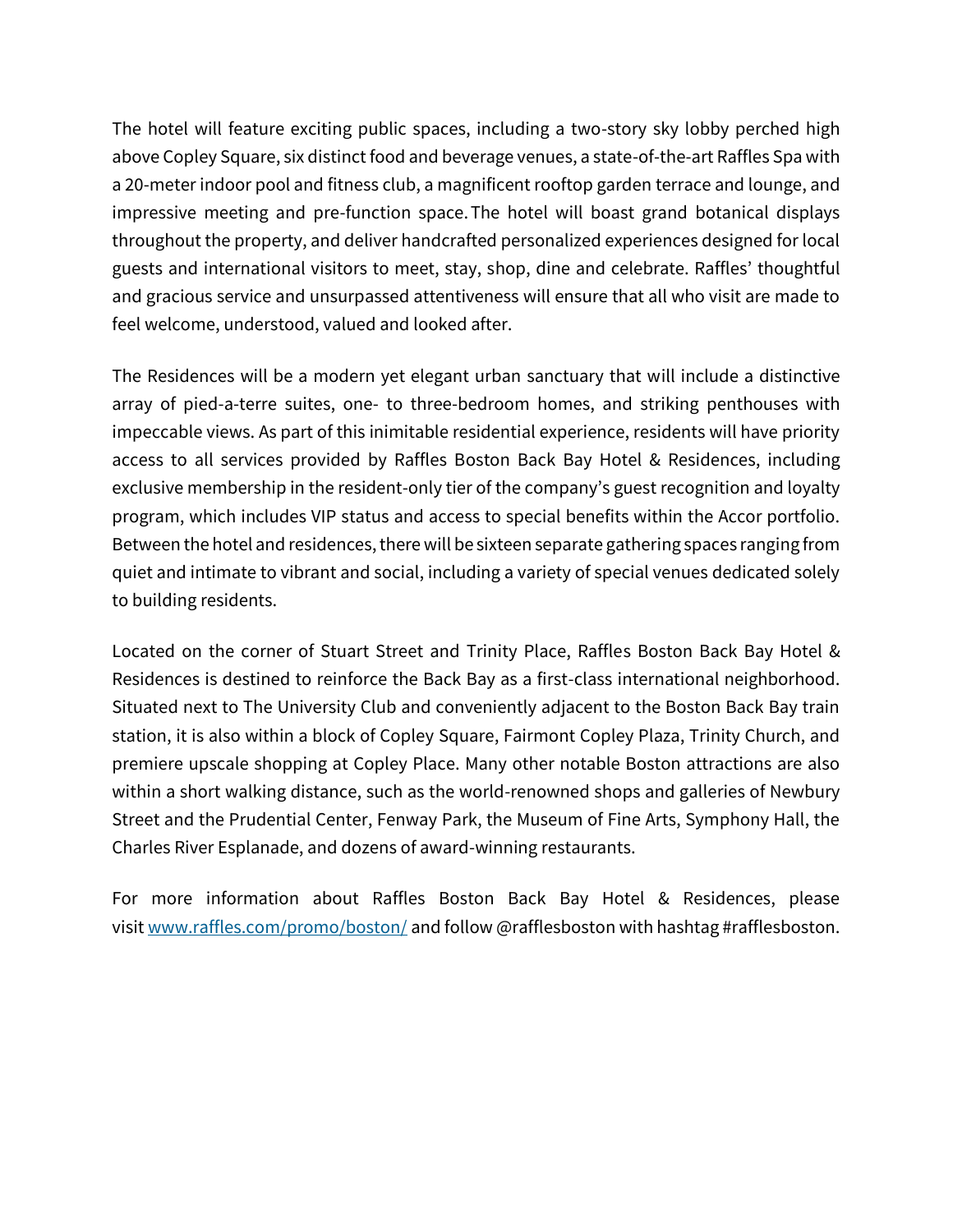The hotel will feature exciting public spaces, including a two-story sky lobby perched high above Copley Square, six distinct food and beverage venues, a state-of-the-art Raffles Spa with a 20-meter indoor pool and fitness club, a magnificent rooftop garden terrace and lounge, and impressive meeting and pre-function space. The hotel will boast grand botanical displays throughout the property, and deliver handcrafted personalized experiences designed for local guests and international visitors to meet, stay, shop, dine and celebrate. Raffles' thoughtful and gracious service and unsurpassed attentiveness will ensure that all who visit are made to feel welcome, understood, valued and looked after.

The Residences will be a modern yet elegant urban sanctuary that will include a distinctive array of pied-a-terre suites, one- to three-bedroom homes, and striking penthouses with impeccable views. As part of this inimitable residential experience, residents will have priority access to all services provided by Raffles Boston Back Bay Hotel & Residences, including exclusive membership in the resident-only tier of the company's guest recognition and loyalty program, which includes VIP status and access to special benefits within the Accor portfolio. Between the hotel and residences, there will be sixteen separate gathering spaces ranging from quiet and intimate to vibrant and social, including a variety of special venues dedicated solely to building residents.

Located on the corner of Stuart Street and Trinity Place, Raffles Boston Back Bay Hotel & Residences is destined to reinforce the Back Bay as a first-class international neighborhood. Situated next to The University Club and conveniently adjacent to the Boston Back Bay train station, it is also within a block of Copley Square, Fairmont Copley Plaza, Trinity Church, and premiere upscale shopping at Copley Place. Many other notable Boston attractions are also within a short walking distance, such as the world-renowned shops and galleries of Newbury Street and the Prudential Center, Fenway Park, the Museum of Fine Arts, Symphony Hall, the Charles River Esplanade, and dozens of award-winning restaurants.

For more information about Raffles Boston Back Bay Hotel & Residences, please visit [www.raffles.com/promo/boston/](www.raffles.com/promo/boston/) and follow @rafflesboston with hashtag #rafflesboston.